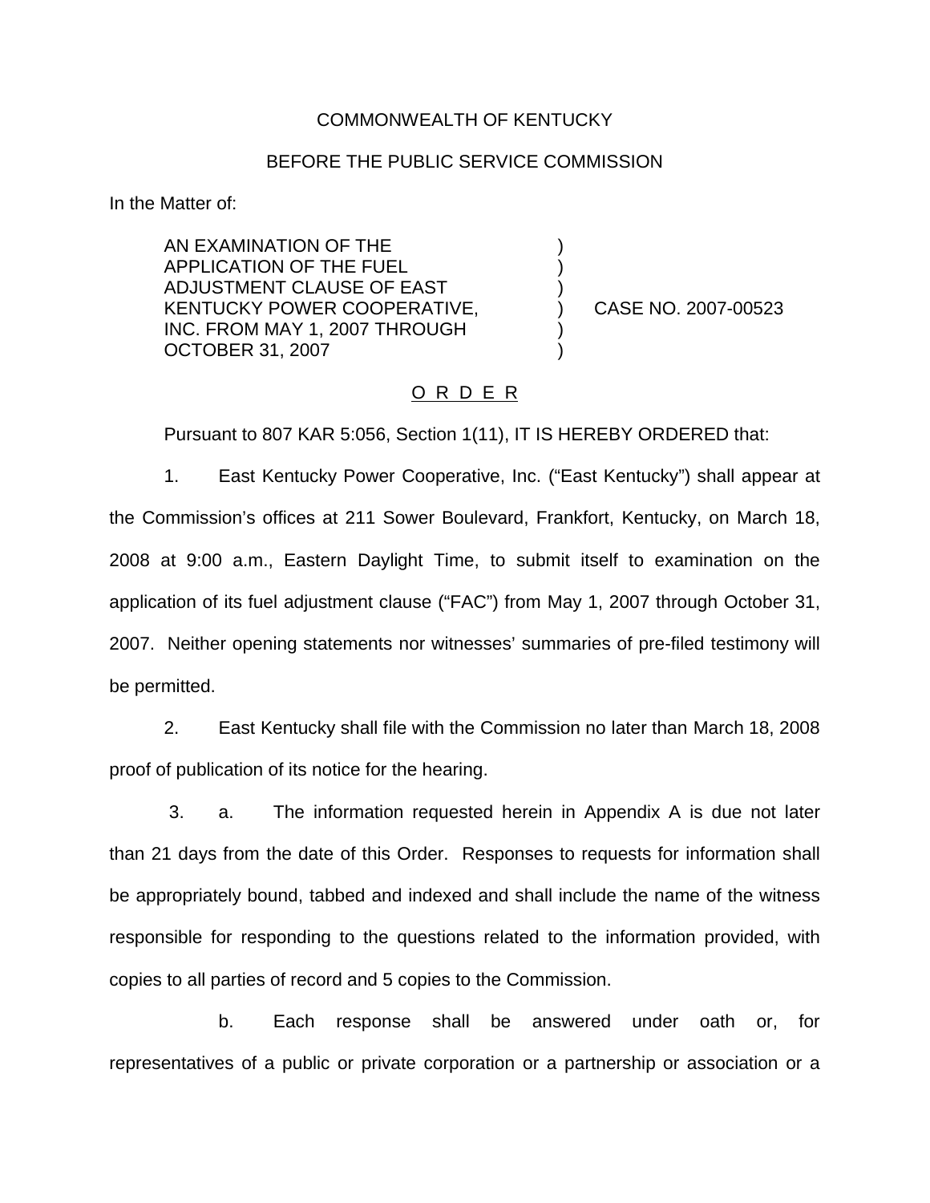COMMONWEALTH OF KENTUCKY

BEFORE THE PUBLIC SERVICE COMMISSION

In the Matter of:

| | | |
|---|---|---|
| AN EXAMINATION OF THE APPLICATION OF THE FUEL ADJUSTMENT CLAUSE OF EAST KENTUCKY POWER COOPERATIVE, INC. FROM MAY 1, 2007 THROUGH OCTOBER 31, 2007 | ) ) ) ) ) ) | CASE NO. 2007-00523 |

O R D E R

Pursuant to 807 KAR 5:056, Section 1(11), IT IS HEREBY ORDERED that:

1. East Kentucky Power Cooperative, Inc. ("East Kentucky") shall appear at the Commission's offices at 211 Sower Boulevard, Frankfort, Kentucky, on March 18, 2008 at 9:00 a.m., Eastern Daylight Time, to submit itself to examination on the application of its fuel adjustment clause ("FAC") from May 1, 2007 through October 31, 2007. Neither opening statements nor witnesses' summaries of pre-filed testimony will be permitted.

2. East Kentucky shall file with the Commission no later than March 18, 2008 proof of publication of its notice for the hearing.

3. a. The information requested herein in Appendix A is due not later than 21 days from the date of this Order. Responses to requests for information shall be appropriately bound, tabbed and indexed and shall include the name of the witness responsible for responding to the questions related to the information provided, with copies to all parties of record and 5 copies to the Commission.

b. Each response shall be answered under oath or, for representatives of a public or private corporation or a partnership or association or a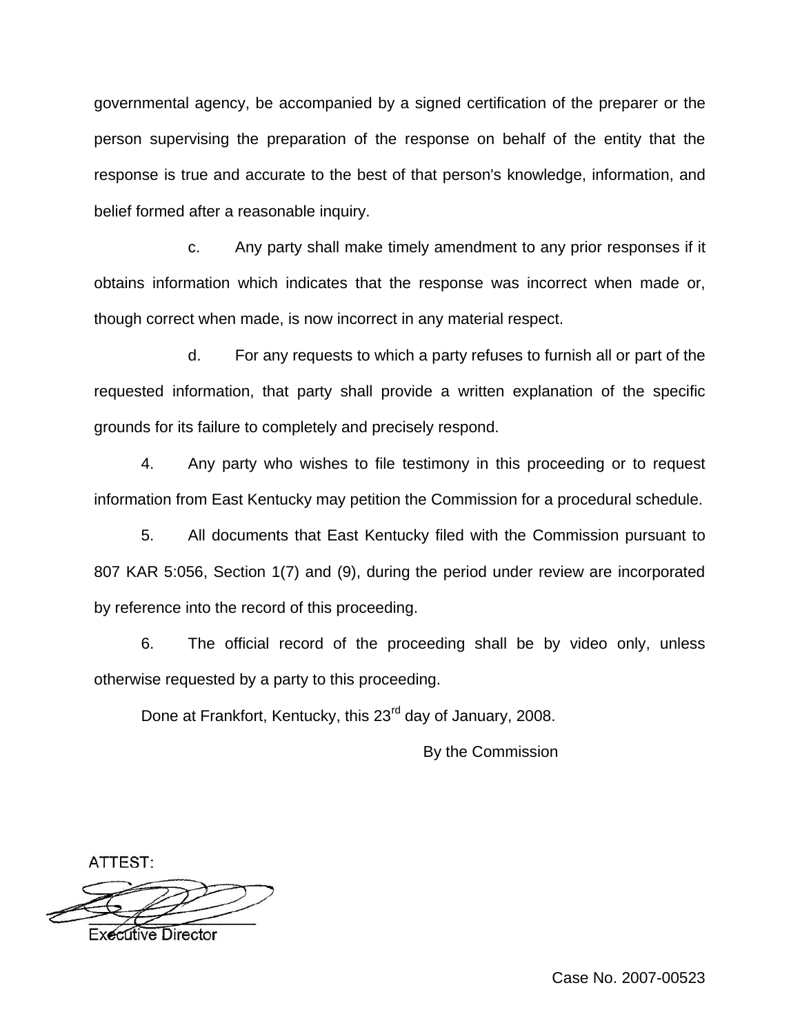governmental agency, be accompanied by a signed certification of the preparer or the person supervising the preparation of the response on behalf of the entity that the response is true and accurate to the best of that person's knowledge, information, and belief formed after a reasonable inquiry.

c. Any party shall make timely amendment to any prior responses if it obtains information which indicates that the response was incorrect when made or, though correct when made, is now incorrect in any material respect.

d. For any requests to which a party refuses to furnish all or part of the requested information, that party shall provide a written explanation of the specific grounds for its failure to completely and precisely respond.

4. Any party who wishes to file testimony in this proceeding or to request information from East Kentucky may petition the Commission for a procedural schedule.

5. All documents that East Kentucky filed with the Commission pursuant to 807 KAR 5:056, Section 1(7) and (9), during the period under review are incorporated by reference into the record of this proceeding.

6. The official record of the proceeding shall be by video only, unless otherwise requested by a party to this proceeding.

Done at Frankfort, Kentucky, this 23rd day of January, 2008.

By the Commission

ATTEST:

Executive Director

Case No. 2007-00523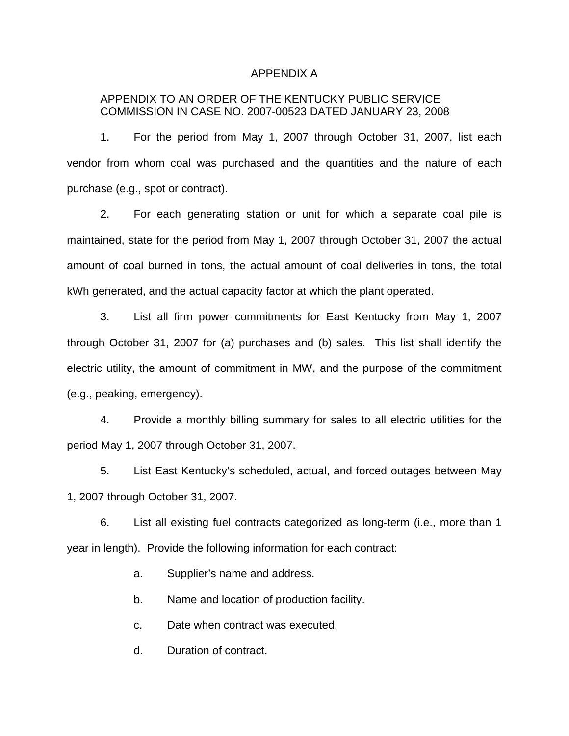# APPENDIX A

## APPENDIX TO AN ORDER OF THE KENTUCKY PUBLIC SERVICE COMMISSION IN CASE NO. 2007-00523 DATED JANUARY 23, 2008

1. For the period from May 1, 2007 through October 31, 2007, list each vendor from whom coal was purchased and the quantities and the nature of each purchase (e.g., spot or contract).

2. For each generating station or unit for which a separate coal pile is maintained, state for the period from May 1, 2007 through October 31, 2007 the actual amount of coal burned in tons, the actual amount of coal deliveries in tons, the total kWh generated, and the actual capacity factor at which the plant operated.

3. List all firm power commitments for East Kentucky from May 1, 2007 through October 31, 2007 for (a) purchases and (b) sales. This list shall identify the electric utility, the amount of commitment in MW, and the purpose of the commitment (e.g., peaking, emergency).

4. Provide a monthly billing summary for sales to all electric utilities for the period May 1, 2007 through October 31, 2007.

5. List East Kentucky's scheduled, actual, and forced outages between May 1, 2007 through October 31, 2007.

6. List all existing fuel contracts categorized as long-term (i.e., more than 1 year in length). Provide the following information for each contract:

   a. Supplier's name and address.

   b. Name and location of production facility.

   c. Date when contract was executed.

   d. Duration of contract.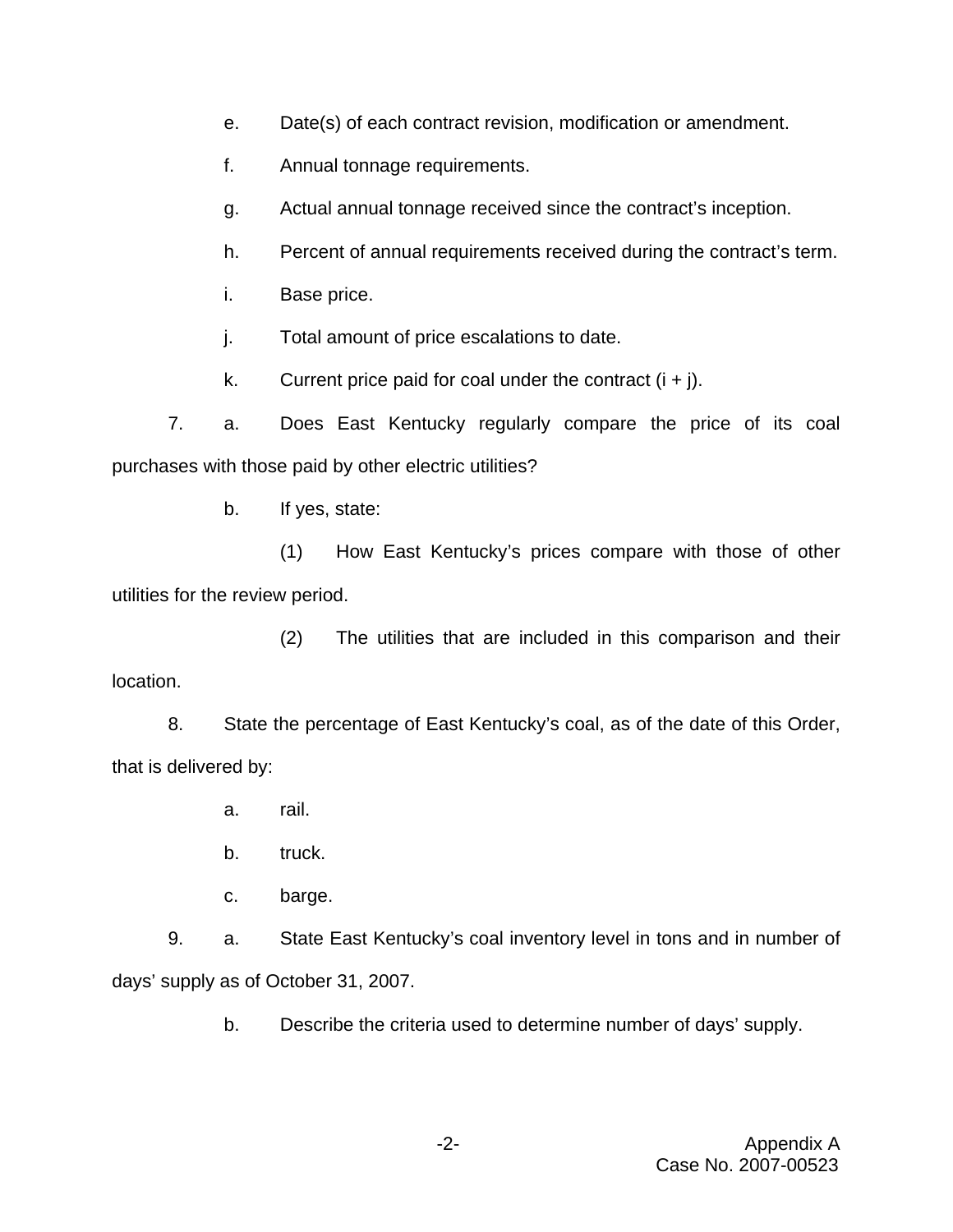e. Date(s) of each contract revision, modification or amendment.

f. Annual tonnage requirements.

g. Actual annual tonnage received since the contract's inception.

h. Percent of annual requirements received during the contract's term.

i. Base price.

j. Total amount of price escalations to date.

k. Current price paid for coal under the contract (i + j).

7. a. Does East Kentucky regularly compare the price of its coal purchases with those paid by other electric utilities?

b. If yes, state:

(1) How East Kentucky's prices compare with those of other utilities for the review period.

(2) The utilities that are included in this comparison and their location.

8. State the percentage of East Kentucky's coal, as of the date of this Order, that is delivered by:

a. rail.

b. truck.

c. barge.

9. a. State East Kentucky's coal inventory level in tons and in number of days' supply as of October 31, 2007.

b. Describe the criteria used to determine number of days' supply.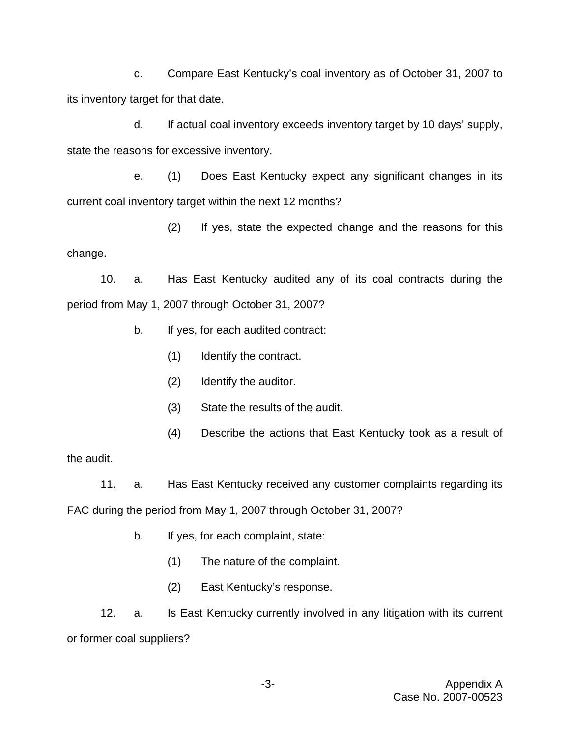c. Compare East Kentucky's coal inventory as of October 31, 2007 to its inventory target for that date.

d. If actual coal inventory exceeds inventory target by 10 days' supply, state the reasons for excessive inventory.

e. (1) Does East Kentucky expect any significant changes in its current coal inventory target within the next 12 months?

(2) If yes, state the expected change and the reasons for this change.

10. a. Has East Kentucky audited any of its coal contracts during the period from May 1, 2007 through October 31, 2007?

b. If yes, for each audited contract:

(1) Identify the contract.

(2) Identify the auditor.

(3) State the results of the audit.

(4) Describe the actions that East Kentucky took as a result of the audit.

11. a. Has East Kentucky received any customer complaints regarding its FAC during the period from May 1, 2007 through October 31, 2007?

b. If yes, for each complaint, state:

(1) The nature of the complaint.

(2) East Kentucky's response.

12. a. Is East Kentucky currently involved in any litigation with its current or former coal suppliers?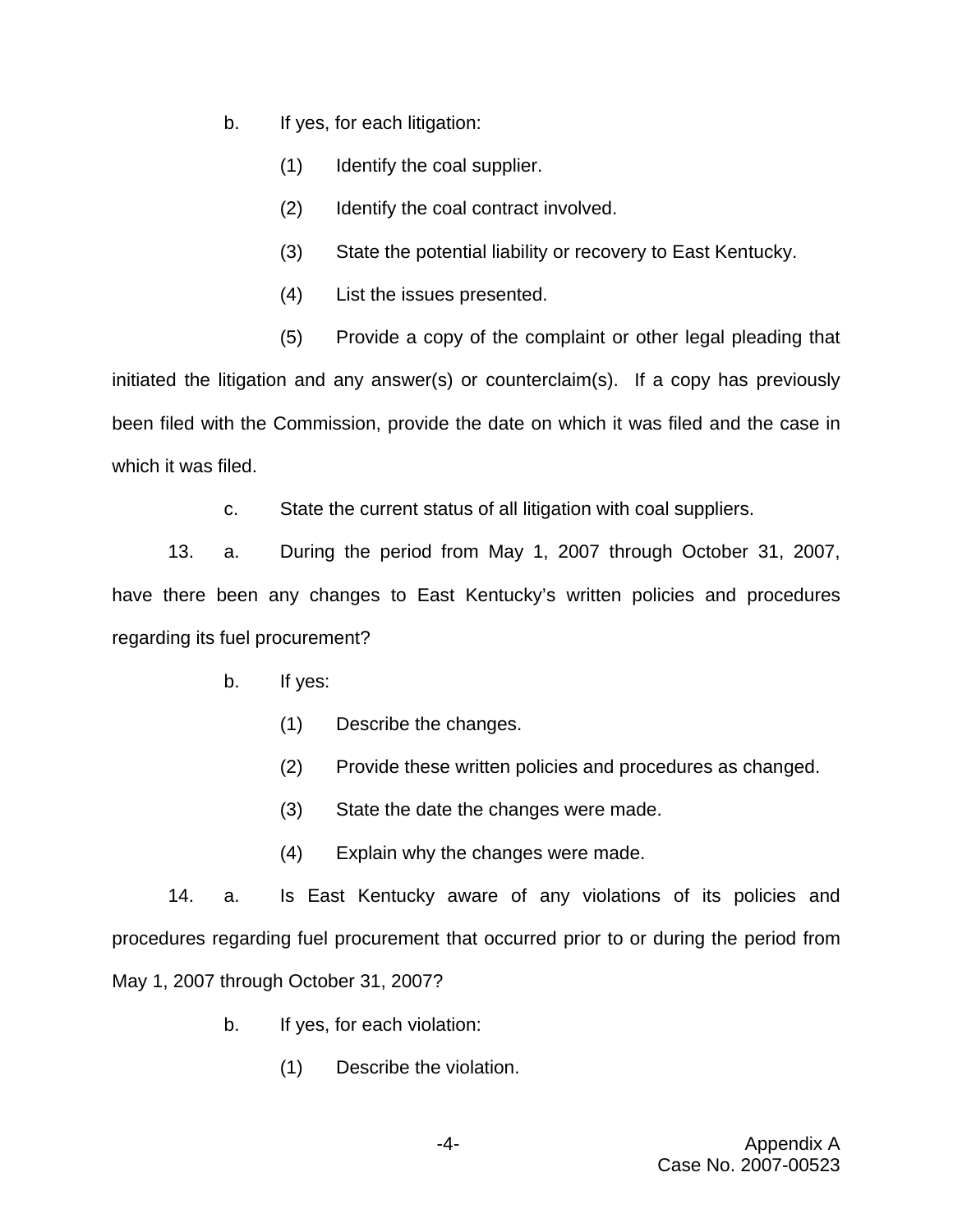b. If yes, for each litigation:

(1) Identify the coal supplier.

(2) Identify the coal contract involved.

(3) State the potential liability or recovery to East Kentucky.

(4) List the issues presented.

(5) Provide a copy of the complaint or other legal pleading that initiated the litigation and any answer(s) or counterclaim(s). If a copy has previously been filed with the Commission, provide the date on which it was filed and the case in which it was filed.

c. State the current status of all litigation with coal suppliers.

13. a. During the period from May 1, 2007 through October 31, 2007, have there been any changes to East Kentucky's written policies and procedures regarding its fuel procurement?

b. If yes:

(1) Describe the changes.

(2) Provide these written policies and procedures as changed.

(3) State the date the changes were made.

(4) Explain why the changes were made.

14. a. Is East Kentucky aware of any violations of its policies and procedures regarding fuel procurement that occurred prior to or during the period from May 1, 2007 through October 31, 2007?

b. If yes, for each violation:

(1) Describe the violation.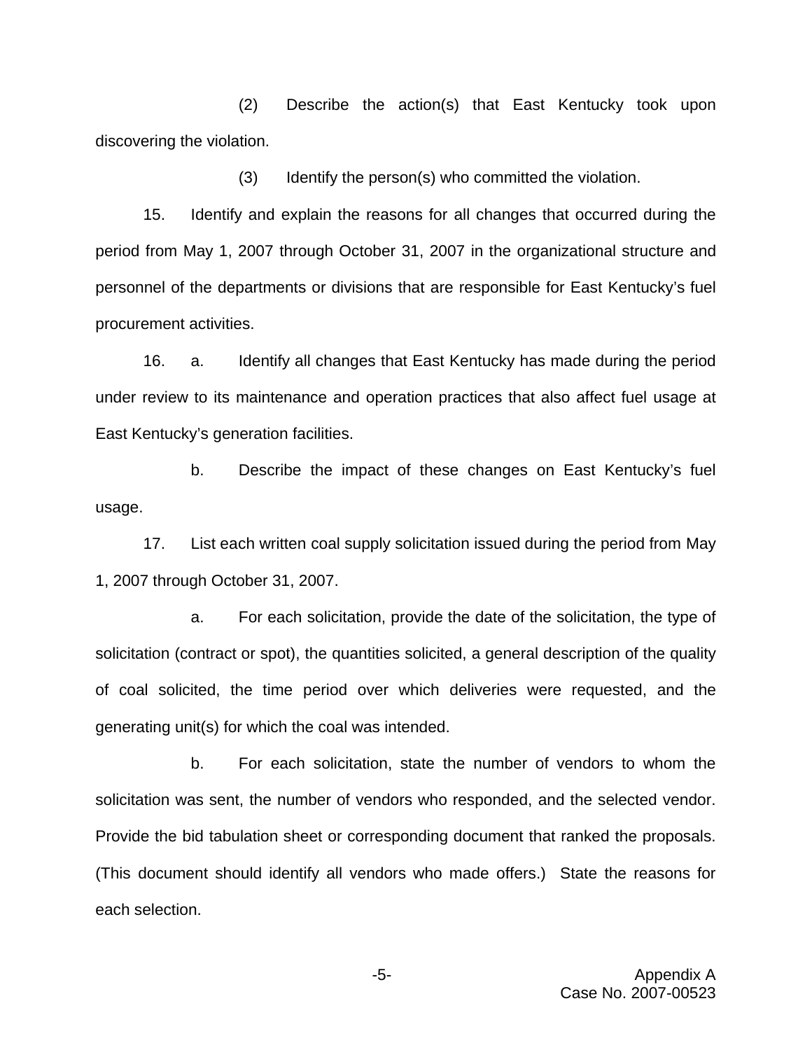(2) Describe the action(s) that East Kentucky took upon discovering the violation.

(3) Identify the person(s) who committed the violation.

15. Identify and explain the reasons for all changes that occurred during the period from May 1, 2007 through October 31, 2007 in the organizational structure and personnel of the departments or divisions that are responsible for East Kentucky's fuel procurement activities.

16. a. Identify all changes that East Kentucky has made during the period under review to its maintenance and operation practices that also affect fuel usage at East Kentucky's generation facilities.

b. Describe the impact of these changes on East Kentucky's fuel usage.

17. List each written coal supply solicitation issued during the period from May 1, 2007 through October 31, 2007.

a. For each solicitation, provide the date of the solicitation, the type of solicitation (contract or spot), the quantities solicited, a general description of the quality of coal solicited, the time period over which deliveries were requested, and the generating unit(s) for which the coal was intended.

b. For each solicitation, state the number of vendors to whom the solicitation was sent, the number of vendors who responded, and the selected vendor. Provide the bid tabulation sheet or corresponding document that ranked the proposals. (This document should identify all vendors who made offers.) State the reasons for each selection.

Appendix A
Case No. 2007-00523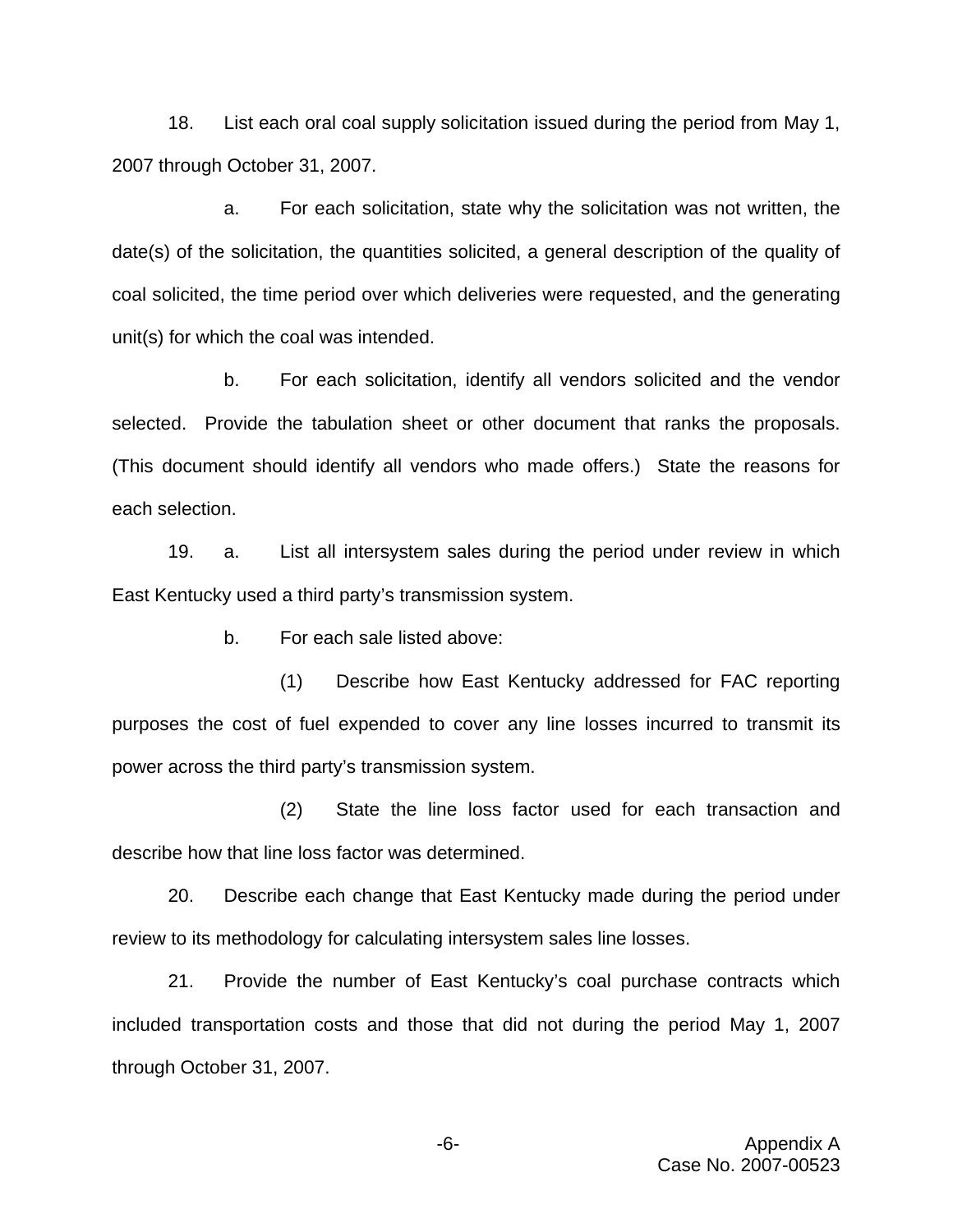18. List each oral coal supply solicitation issued during the period from May 1, 2007 through October 31, 2007.

a. For each solicitation, state why the solicitation was not written, the date(s) of the solicitation, the quantities solicited, a general description of the quality of coal solicited, the time period over which deliveries were requested, and the generating unit(s) for which the coal was intended.

b. For each solicitation, identify all vendors solicited and the vendor selected. Provide the tabulation sheet or other document that ranks the proposals. (This document should identify all vendors who made offers.) State the reasons for each selection.

19. a. List all intersystem sales during the period under review in which East Kentucky used a third party's transmission system.

b. For each sale listed above:

(1) Describe how East Kentucky addressed for FAC reporting purposes the cost of fuel expended to cover any line losses incurred to transmit its power across the third party's transmission system.

(2) State the line loss factor used for each transaction and describe how that line loss factor was determined.

20. Describe each change that East Kentucky made during the period under review to its methodology for calculating intersystem sales line losses.

21. Provide the number of East Kentucky's coal purchase contracts which included transportation costs and those that did not during the period May 1, 2007 through October 31, 2007.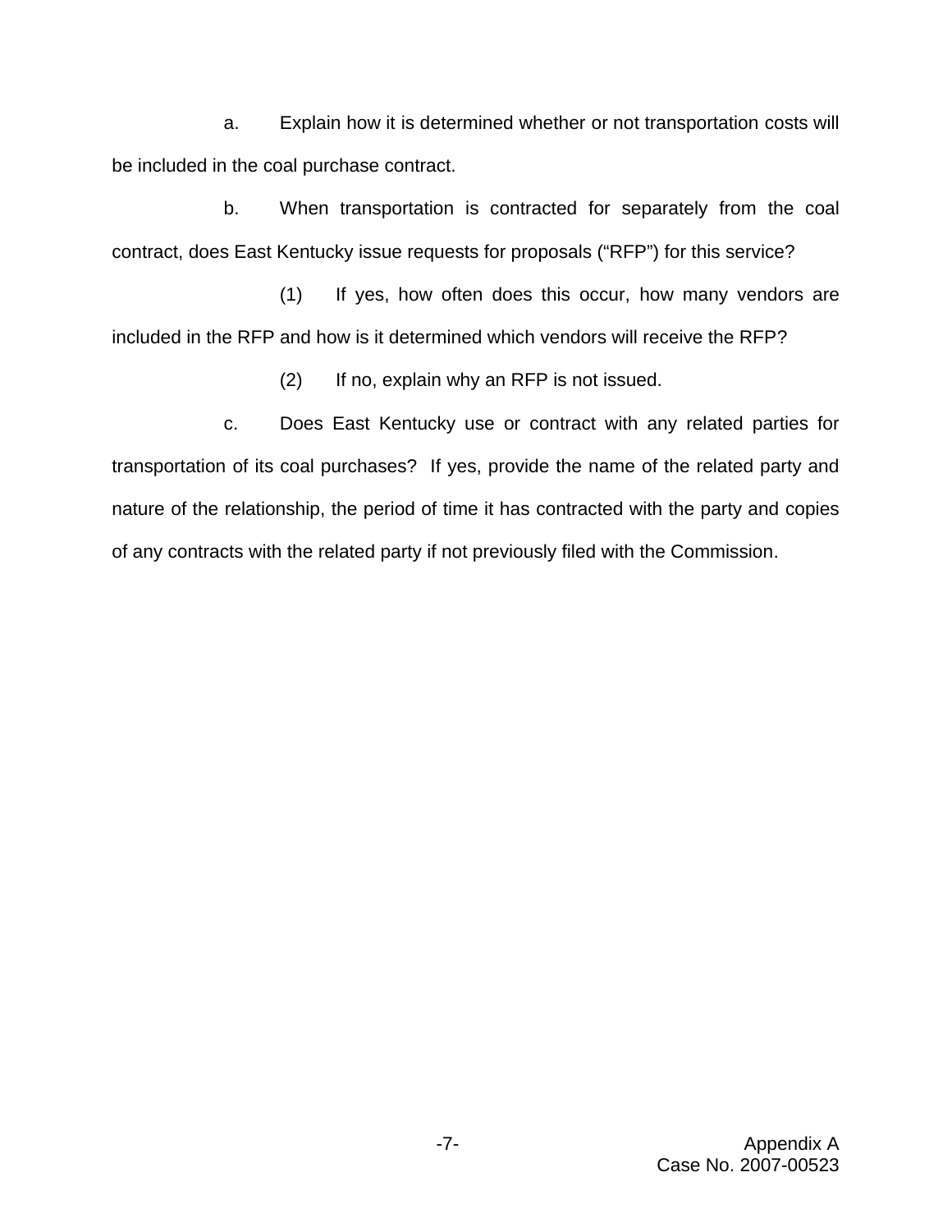a. Explain how it is determined whether or not transportation costs will be included in the coal purchase contract.

b. When transportation is contracted for separately from the coal contract, does East Kentucky issue requests for proposals ("RFP") for this service?

(1) If yes, how often does this occur, how many vendors are included in the RFP and how is it determined which vendors will receive the RFP?

(2) If no, explain why an RFP is not issued.

c. Does East Kentucky use or contract with any related parties for transportation of its coal purchases? If yes, provide the name of the related party and nature of the relationship, the period of time it has contracted with the party and copies of any contracts with the related party if not previously filed with the Commission.